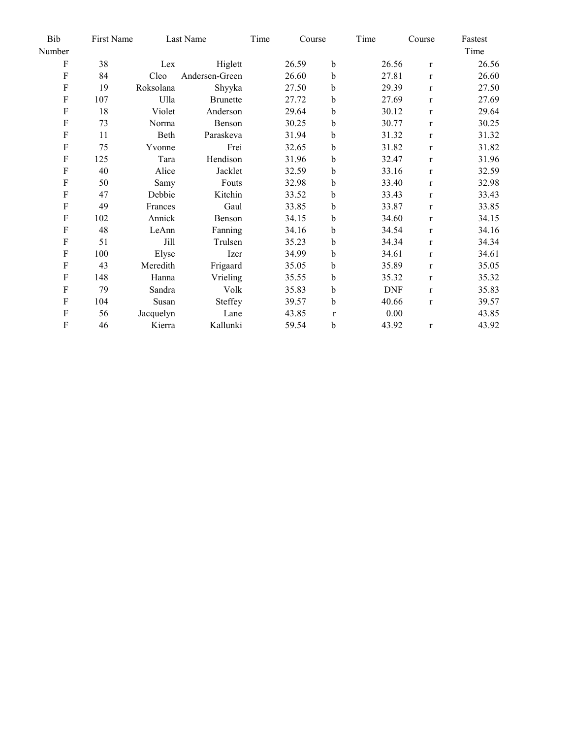| Bib Number | First Name | Last Name | | Time | Course | Time | Course | Fastest Time |
|---|---|---|---|---|---|---|---|---|
| F | 38 | Lex | Higlett | 26.59 | b | 26.56 | r | 26.56 |
| F | 84 | Cleo | Andersen-Green | 26.60 | b | 27.81 | r | 26.60 |
| F | 19 | Roksolana | Shyyka | 27.50 | b | 29.39 | r | 27.50 |
| F | 107 | Ulla | Brunette | 27.72 | b | 27.69 | r | 27.69 |
| F | 18 | Violet | Anderson | 29.64 | b | 30.12 | r | 29.64 |
| F | 73 | Norma | Benson | 30.25 | b | 30.77 | r | 30.25 |
| F | 11 | Beth | Paraskeva | 31.94 | b | 31.32 | r | 31.32 |
| F | 75 | Yvonne | Frei | 32.65 | b | 31.82 | r | 31.82 |
| F | 125 | Tara | Hendison | 31.96 | b | 32.47 | r | 31.96 |
| F | 40 | Alice | Jacklet | 32.59 | b | 33.16 | r | 32.59 |
| F | 50 | Samy | Fouts | 32.98 | b | 33.40 | r | 32.98 |
| F | 47 | Debbie | Kitchin | 33.52 | b | 33.43 | r | 33.43 |
| F | 49 | Frances | Gaul | 33.85 | b | 33.87 | r | 33.85 |
| F | 102 | Annick | Benson | 34.15 | b | 34.60 | r | 34.15 |
| F | 48 | LeAnn | Fanning | 34.16 | b | 34.54 | r | 34.16 |
| F | 51 | Jill | Trulsen | 35.23 | b | 34.34 | r | 34.34 |
| F | 100 | Elyse | Izer | 34.99 | b | 34.61 | r | 34.61 |
| F | 43 | Meredith | Frigaard | 35.05 | b | 35.89 | r | 35.05 |
| F | 148 | Hanna | Vrieling | 35.55 | b | 35.32 | r | 35.32 |
| F | 79 | Sandra | Volk | 35.83 | b | DNF | r | 35.83 |
| F | 104 | Susan | Steffey | 39.57 | b | 40.66 | r | 39.57 |
| F | 56 | Jacquelyn | Lane | 43.85 | r | 0.00 | | 43.85 |
| F | 46 | Kierra | Kallunki | 59.54 | b | 43.92 | r | 43.92 |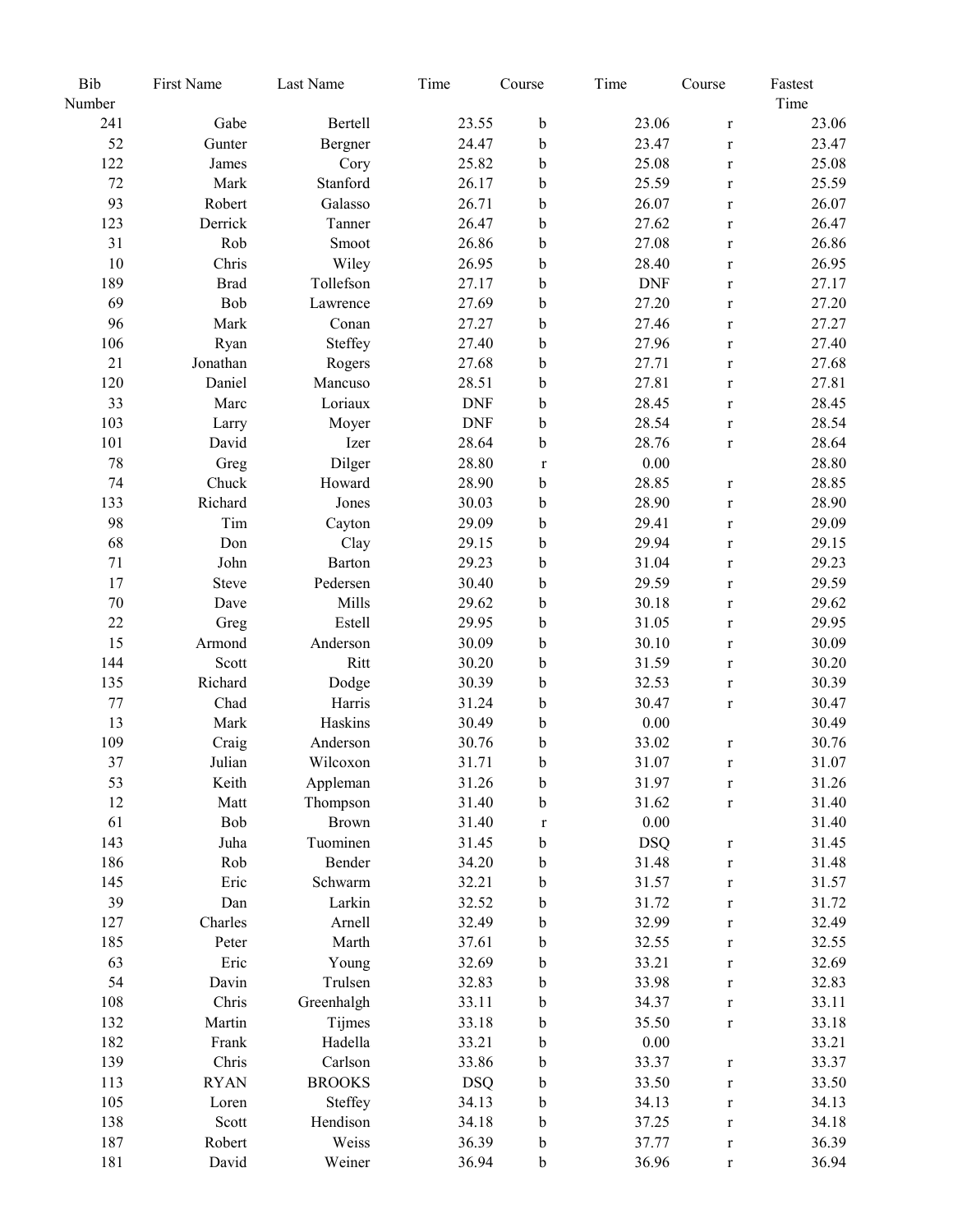| Bib Number | First Name | Last Name | Time | Course | Time | Course | Fastest Time |
|---|---|---|---|---|---|---|---|
| 241 | Gabe | Bertell | 23.55 | b | 23.06 | r | 23.06 |
| 52 | Gunter | Bergner | 24.47 | b | 23.47 | r | 23.47 |
| 122 | James | Cory | 25.82 | b | 25.08 | r | 25.08 |
| 72 | Mark | Stanford | 26.17 | b | 25.59 | r | 25.59 |
| 93 | Robert | Galasso | 26.71 | b | 26.07 | r | 26.07 |
| 123 | Derrick | Tanner | 26.47 | b | 27.62 | r | 26.47 |
| 31 | Rob | Smoot | 26.86 | b | 27.08 | r | 26.86 |
| 10 | Chris | Wiley | 26.95 | b | 28.40 | r | 26.95 |
| 189 | Brad | Tollefson | 27.17 | b | DNF | r | 27.17 |
| 69 | Bob | Lawrence | 27.69 | b | 27.20 | r | 27.20 |
| 96 | Mark | Conan | 27.27 | b | 27.46 | r | 27.27 |
| 106 | Ryan | Steffey | 27.40 | b | 27.96 | r | 27.40 |
| 21 | Jonathan | Rogers | 27.68 | b | 27.71 | r | 27.68 |
| 120 | Daniel | Mancuso | 28.51 | b | 27.81 | r | 27.81 |
| 33 | Marc | Loriaux | DNF | b | 28.45 | r | 28.45 |
| 103 | Larry | Moyer | DNF | b | 28.54 | r | 28.54 |
| 101 | David | Izer | 28.64 | b | 28.76 | r | 28.64 |
| 78 | Greg | Dilger | 28.80 | r | 0.00 | | 28.80 |
| 74 | Chuck | Howard | 28.90 | b | 28.85 | r | 28.85 |
| 133 | Richard | Jones | 30.03 | b | 28.90 | r | 28.90 |
| 98 | Tim | Cayton | 29.09 | b | 29.41 | r | 29.09 |
| 68 | Don | Clay | 29.15 | b | 29.94 | r | 29.15 |
| 71 | John | Barton | 29.23 | b | 31.04 | r | 29.23 |
| 17 | Steve | Pedersen | 30.40 | b | 29.59 | r | 29.59 |
| 70 | Dave | Mills | 29.62 | b | 30.18 | r | 29.62 |
| 22 | Greg | Estell | 29.95 | b | 31.05 | r | 29.95 |
| 15 | Armond | Anderson | 30.09 | b | 30.10 | r | 30.09 |
| 144 | Scott | Ritt | 30.20 | b | 31.59 | r | 30.20 |
| 135 | Richard | Dodge | 30.39 | b | 32.53 | r | 30.39 |
| 77 | Chad | Harris | 31.24 | b | 30.47 | r | 30.47 |
| 13 | Mark | Haskins | 30.49 | b | 0.00 | | 30.49 |
| 109 | Craig | Anderson | 30.76 | b | 33.02 | r | 30.76 |
| 37 | Julian | Wilcoxon | 31.71 | b | 31.07 | r | 31.07 |
| 53 | Keith | Appleman | 31.26 | b | 31.97 | r | 31.26 |
| 12 | Matt | Thompson | 31.40 | b | 31.62 | r | 31.40 |
| 61 | Bob | Brown | 31.40 | r | 0.00 | | 31.40 |
| 143 | Juha | Tuominen | 31.45 | b | DSQ | r | 31.45 |
| 186 | Rob | Bender | 34.20 | b | 31.48 | r | 31.48 |
| 145 | Eric | Schwarm | 32.21 | b | 31.57 | r | 31.57 |
| 39 | Dan | Larkin | 32.52 | b | 31.72 | r | 31.72 |
| 127 | Charles | Arnell | 32.49 | b | 32.99 | r | 32.49 |
| 185 | Peter | Marth | 37.61 | b | 32.55 | r | 32.55 |
| 63 | Eric | Young | 32.69 | b | 33.21 | r | 32.69 |
| 54 | Davin | Trulsen | 32.83 | b | 33.98 | r | 32.83 |
| 108 | Chris | Greenhalgh | 33.11 | b | 34.37 | r | 33.11 |
| 132 | Martin | Tijmes | 33.18 | b | 35.50 | r | 33.18 |
| 182 | Frank | Hadella | 33.21 | b | 0.00 | | 33.21 |
| 139 | Chris | Carlson | 33.86 | b | 33.37 | r | 33.37 |
| 113 | RYAN | BROOKS | DSQ | b | 33.50 | r | 33.50 |
| 105 | Loren | Steffey | 34.13 | b | 34.13 | r | 34.13 |
| 138 | Scott | Hendison | 34.18 | b | 37.25 | r | 34.18 |
| 187 | Robert | Weiss | 36.39 | b | 37.77 | r | 36.39 |
| 181 | David | Weiner | 36.94 | b | 36.96 | r | 36.94 |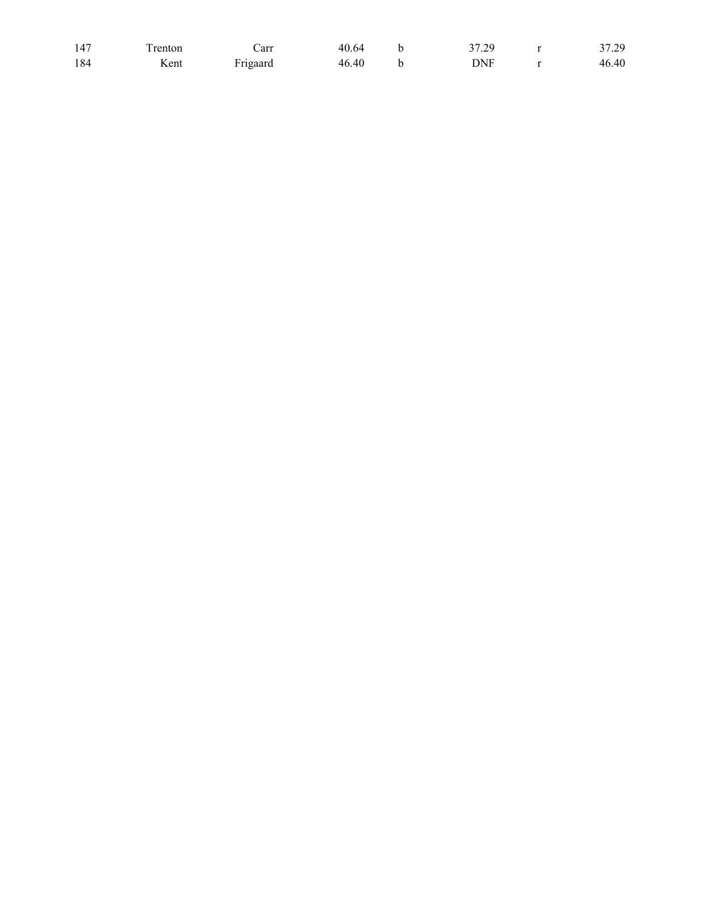| | | | | | | | |
|---|---|---|---|---|---|---|---|
| 147 | Trenton | Carr | 40.64 | b | 37.29 | r | 37.29 |
| 184 | Kent | Frigaard | 46.40 | b | DNF | r | 46.40 |